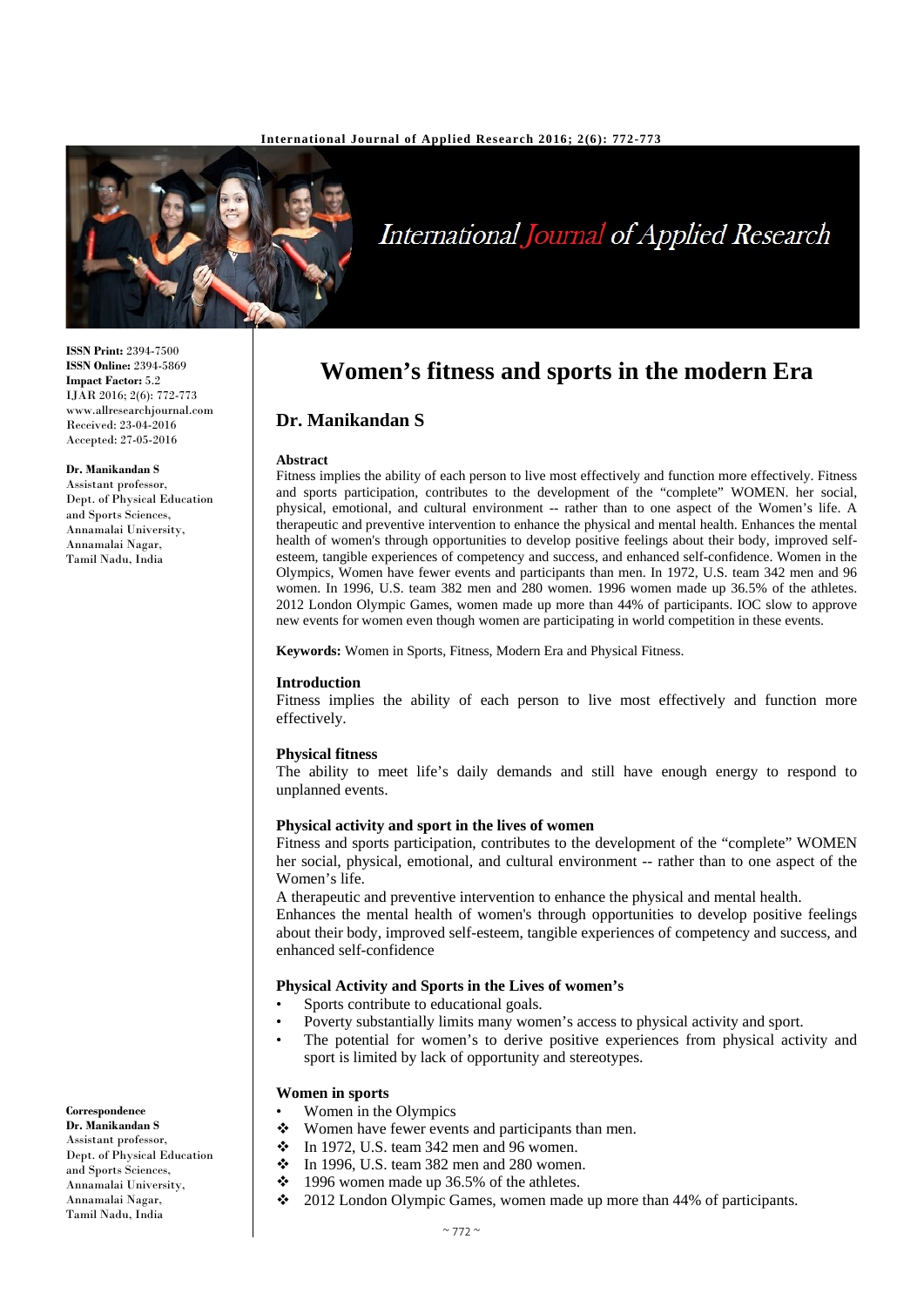# Women's fitness and sports in the modern Era

## Dr. Manikandan S

**ISSN Print:** 2394-7500
**ISSN Online:** 2394-5869
**Impact Factor:** 5.2
IJAR 2016; 2(6): 772-773
www.allresearchjournal.com
Received: 23-04-2016
Accepted: 27-05-2016

**Dr. Manikandan S**
Assistant professor,
Dept. of Physical Education and Sports Sciences,
Annamalai University,
Annamalai Nagar,
Tamil Nadu, India

**Correspondence**
**Dr. Manikandan S**
Assistant professor,
Dept. of Physical Education and Sports Sciences,
Annamalai University,
Annamalai Nagar,
Tamil Nadu, India

### Abstract

Fitness implies the ability of each person to live most effectively and function more effectively. Fitness and sports participation, contributes to the development of the "complete" WOMEN. her social, physical, emotional, and cultural environment -- rather than to one aspect of the Women's life. A therapeutic and preventive intervention to enhance the physical and mental health. Enhances the mental health of women's through opportunities to develop positive feelings about their body, improved self-esteem, tangible experiences of competency and success, and enhanced self-confidence. Women in the Olympics, Women have fewer events and participants than men. In 1972, U.S. team 342 men and 96 women. In 1996, U.S. team 382 men and 280 women. 1996 women made up 36.5% of the athletes. 2012 London Olympic Games, women made up more than 44% of participants. IOC slow to approve new events for women even though women are participating in world competition in these events.

**Keywords:** Women in Sports, Fitness, Modern Era and Physical Fitness.

### Introduction

Fitness implies the ability of each person to live most effectively and function more effectively.

### Physical fitness

The ability to meet life's daily demands and still have enough energy to respond to unplanned events.

### Physical activity and sport in the lives of women

Fitness and sports participation, contributes to the development of the "complete" WOMEN her social, physical, emotional, and cultural environment -- rather than to one aspect of the Women's life.

A therapeutic and preventive intervention to enhance the physical and mental health.

Enhances the mental health of women's through opportunities to develop positive feelings about their body, improved self-esteem, tangible experiences of competency and success, and enhanced self-confidence

### Physical Activity and Sports in the Lives of women's

- Sports contribute to educational goals.
- Poverty substantially limits many women's access to physical activity and sport.
- The potential for women's to derive positive experiences from physical activity and sport is limited by lack of opportunity and stereotypes.

### Women in sports

- Women in the Olympics
- ❖ Women have fewer events and participants than men.
- ❖ In 1972, U.S. team 342 men and 96 women.
- ❖ In 1996, U.S. team 382 men and 280 women.
- ❖ 1996 women made up 36.5% of the athletes.
- ❖ 2012 London Olympic Games, women made up more than 44% of participants.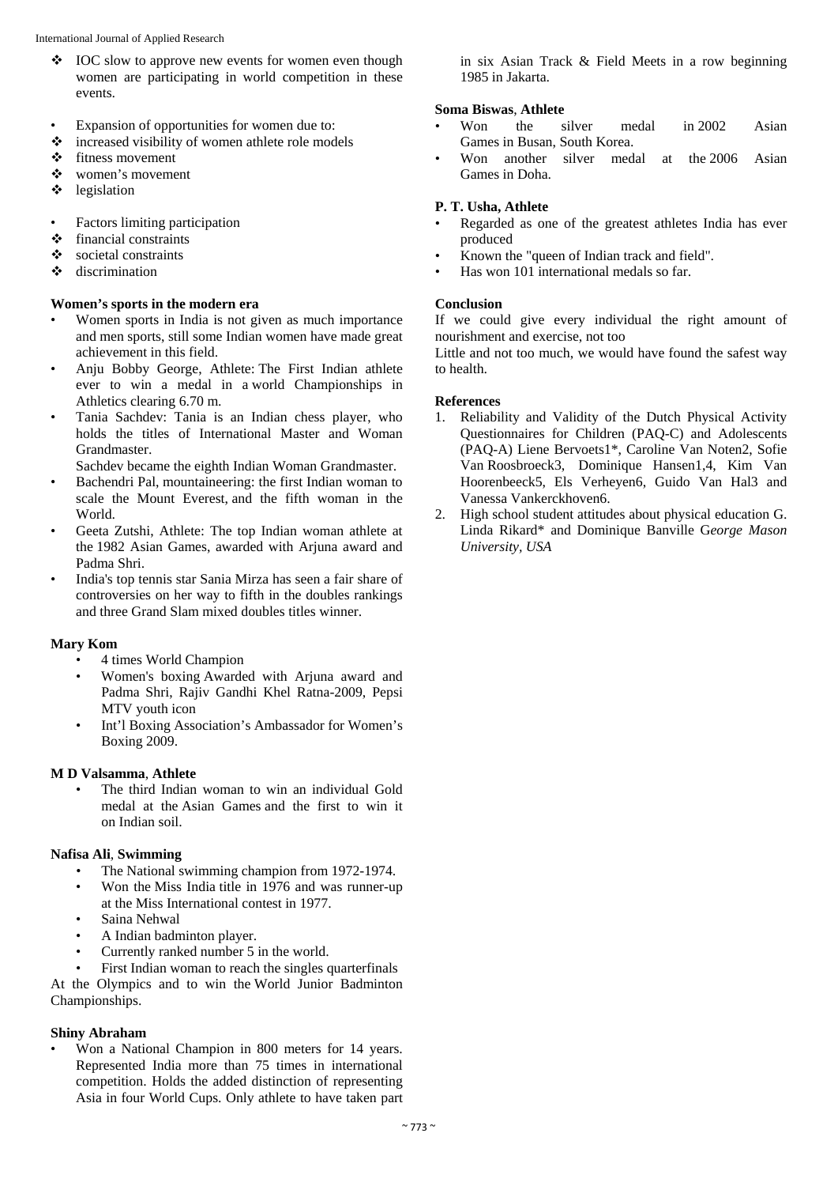- ❖ IOC slow to approve new events for women even though women are participating in world competition in these events.

- Expansion of opportunities for women due to:
- ❖ increased visibility of women athlete role models
- ❖ fitness movement
- ❖ women's movement
- ❖ legislation

- Factors limiting participation
- ❖ financial constraints
- ❖ societal constraints
- ❖ discrimination

**Women's sports in the modern era**

- Women sports in India is not given as much importance and men sports, still some Indian women have made great achievement in this field.
- Anju Bobby George, Athlete: The First Indian athlete ever to win a medal in a world Championships in Athletics clearing 6.70 m.
- Tania Sachdev: Tania is an Indian chess player, who holds the titles of International Master and Woman Grandmaster.

  Sachdev became the eighth Indian Woman Grandmaster.
- Bachendri Pal, mountaineering: the first Indian woman to scale the Mount Everest, and the fifth woman in the World.
- Geeta Zutshi, Athlete: The top Indian woman athlete at the 1982 Asian Games, awarded with Arjuna award and Padma Shri.
- India's top tennis star Sania Mirza has seen a fair share of controversies on her way to fifth in the doubles rankings and three Grand Slam mixed doubles titles winner.

**Mary Kom**

- 4 times World Champion
- Women's boxing Awarded with Arjuna award and Padma Shri, Rajiv Gandhi Khel Ratna-2009, Pepsi MTV youth icon
- Int'l Boxing Association's Ambassador for Women's Boxing 2009.

**M D Valsamma**, **Athlete**

- The third Indian woman to win an individual Gold medal at the Asian Games and the first to win it on Indian soil.

**Nafisa Ali**, **Swimming**

- The National swimming champion from 1972-1974.
- Won the Miss India title in 1976 and was runner-up at the Miss International contest in 1977.
- Saina Nehwal
- A Indian badminton player.
- Currently ranked number 5 in the world.
- First Indian woman to reach the singles quarterfinals

At the Olympics and to win the World Junior Badminton Championships.

**Shiny Abraham**

- Won a National Champion in 800 meters for 14 years. Represented India more than 75 times in international competition. Holds the added distinction of representing Asia in four World Cups. Only athlete to have taken part in six Asian Track & Field Meets in a row beginning 1985 in Jakarta.

**Soma Biswas**, **Athlete**

- Won the silver medal in 2002 Asian Games in Busan, South Korea.
- Won another silver medal at the 2006 Asian Games in Doha.

**P. T. Usha, Athlete**

- Regarded as one of the greatest athletes India has ever produced
- Known the "queen of Indian track and field".
- Has won 101 international medals so far.

**Conclusion**

If we could give every individual the right amount of nourishment and exercise, not too

Little and not too much, we would have found the safest way to health.

**References**

1. Reliability and Validity of the Dutch Physical Activity Questionnaires for Children (PAQ-C) and Adolescents (PAQ-A) Liene Bervoets1*, Caroline Van Noten2, Sofie Van Roosbroeck3, Dominique Hansen1,4, Kim Van Hoorenbeeck5, Els Verheyen6, Guido Van Hal3 and Vanessa Vankerckhoven6.
2. High school student attitudes about physical education G. Linda Rikard* and Dominique Banville G*eorge Mason University, USA*